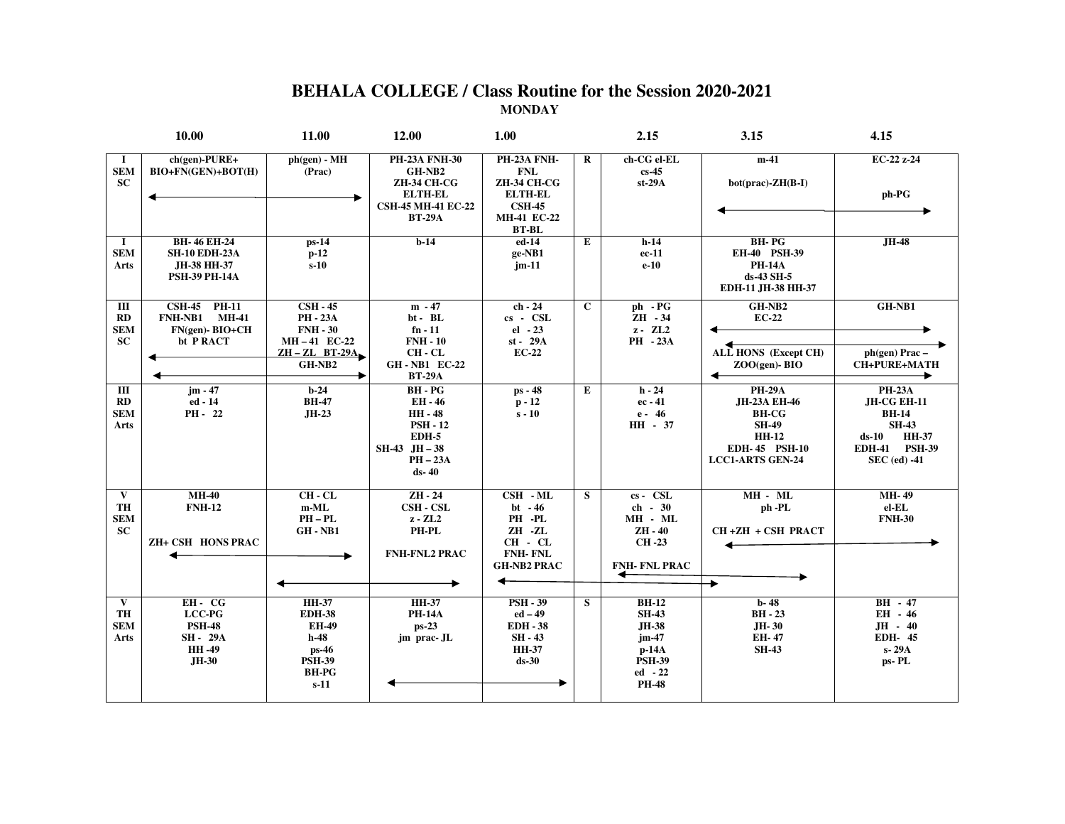# BEHALA COLLEGE / Class Routine for the Session 2020-2021

**MONDAY**

| | 10.00 | 11.00 | 12.00 | 1.00 | | 2.15 | 3.15 | 4.15 |
|---|---|---|---|---|---|---|---|---|
| I SEM SC | ch(gen)-PURE+ BIO+FN(GEN)+BOT(H) ←→ | ph(gen) - MH (Prac) | PH-23A FNH-30 GH-NB2 ZH-34 CH-CG ELTH-EL CSH-45 MH-41 EC-22 BT-29A | PH-23A FNH-FNL ZH-34 CH-CG ELTH-EL CSH-45 MH-41 EC-22 BT-BL | R | ch-CG el-EL cs-45 st-29A | m-41 bot(prac)-ZH(B-I) ←→ | EC-22 z-24 ph-PG |
| I SEM Arts | BH- 46 EH-24 SH-10 EDH-23A JH-38 HH-37 PSH-39 PH-14A | ps-14 p-12 s-10 | b-14 | ed-14 ge-NB1 jm-11 | E | h-14 ec-11 e-10 | BH- PG EH-40 PSH-39 PH-14A ds-43 SH-5 EDH-11 JH-38 HH-37 | JH-48 |
| III RD SEM SC | CSH-45 PH-11 FNH-NB1 MH-41 FN(gen)- BIO+CH bt P RACT ←→ | CSH - 45 PH - 23A FNH - 30 MH – 41 EC-22 ZH – ZL BT-29A GH-NB2 | m - 47 bt - BL fn - 11 FNH - 10 CH - CL GH - NB1 EC-22 BT-29A | ch - 24 cs - CSL el - 23 st - 29A EC-22 | C | ph - PG ZH - 34 z - ZL2 PH - 23A | GH-NB2 EC-22 ←→ ALL HONS (Except CH) ZOO(gen)- BIO | GH-NB1 ph(gen) Prac – CH+PURE+MATH |
| III RD SEM Arts | jm - 47 ed - 14 PH - 22 | b-24 BH-47 JH-23 | BH - PG EH - 46 HH - 48 PSH - 12 EDH-5 SH-43 JH – 38 PH – 23A ds- 40 | ps - 48 p - 12 s - 10 | E | h - 24 ec - 41 e - 46 HH - 37 | PH-29A JH-23A EH-46 BH-CG SH-49 HH-12 EDH- 45 PSH-10 LCC1-ARTS GEN-24 | PH-23A JH-CG EH-11 BH-14 SH-43 ds-10 HH-37 EDH-41 PSH-39 SEC (ed) -41 |
| V TH SEM SC | MH-40 FNH-12 ZH+ CSH HONS PRAC ←→ | CH - CL m-ML PH – PL GH - NB1 | ZH - 24 CSH - CSL z - ZL2 PH-PL FNH-FNL2 PRAC | CSH - ML bt - 46 PH -PL ZH -ZL CH - CL FNH- FNL GH-NB2 PRAC | S | cs - CSL ch - 30 MH - ML ZH - 40 CH -23 FNH- FNL PRAC | MH - ML ph -PL CH +ZH + CSH PRACT ←→ | MH- 49 el-EL FNH-30 |
| V TH SEM Arts | EH - CG LCC-PG PSH-48 SH - 29A HH -49 JH-30 | HH-37 EDH-38 EH-49 h-48 ps-46 PSH-39 BH-PG s-11 | HH-37 PH-14A ps-23 jm prac- JL ←→ | PSH - 39 ed – 49 EDH - 38 SH - 43 HH-37 ds-30 | S | BH-12 SH-43 JH-38 jm-47 p-14A PSH-39 ed - 22 PH-48 | b- 48 BH - 23 JH- 30 EH- 47 SH-43 | BH - 47 EH - 46 JH - 40 EDH- 45 s- 29A ps- PL |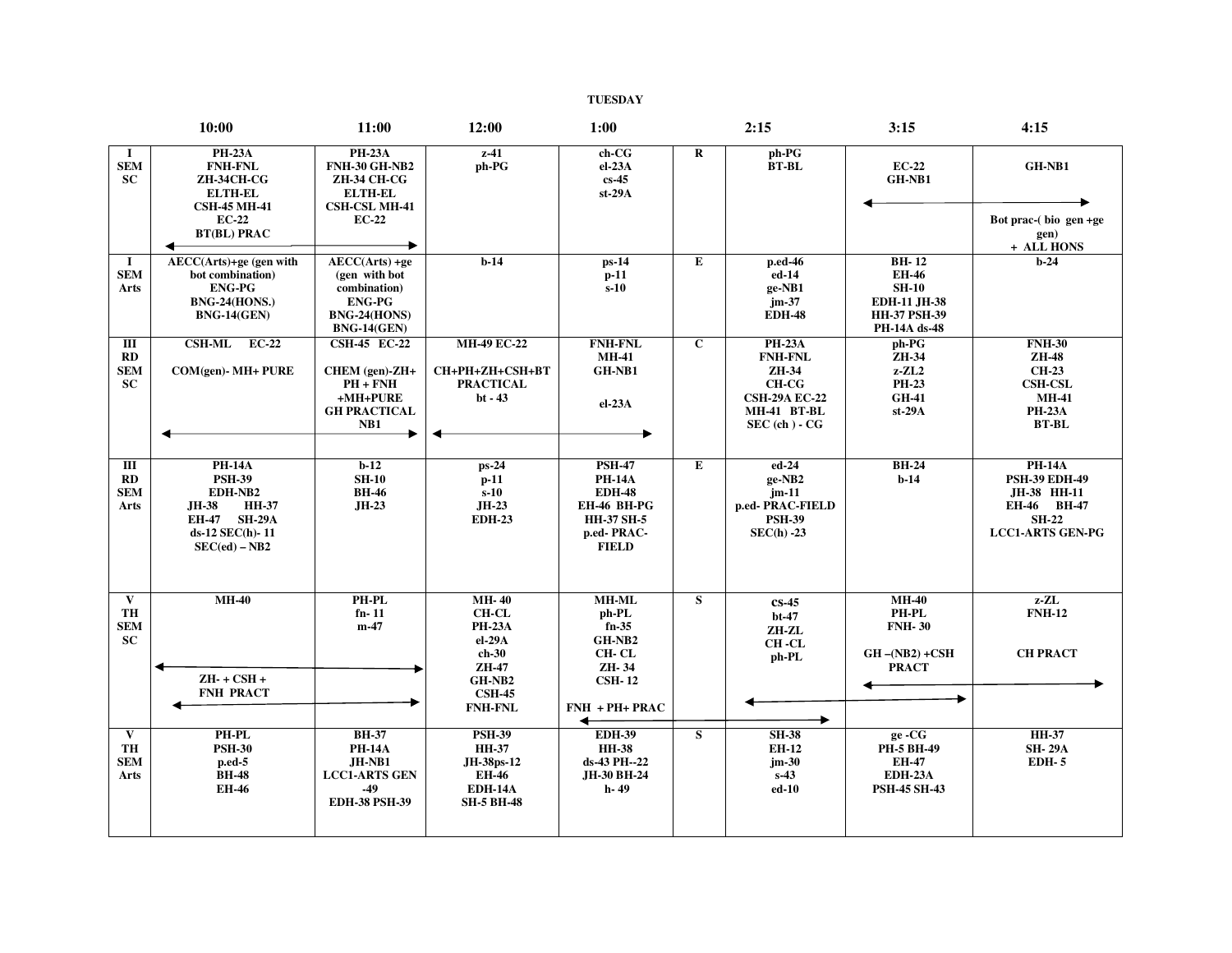# TUESDAY

| | 10:00 | 11:00 | 12:00 | 1:00 | | 2:15 | 3:15 | 4:15 |
|---|---|---|---|---|---|---|---|---|
| I SEM SC | PH-23A FNH-FNL ZH-34CH-CG ELTH-EL CSH-45 MH-41 EC-22 BT(BL) PRAC ←→ | PH-23A FNH-30 GH-NB2 ZH-34 CH-CG ELTH-EL CSH-CSL MH-41 EC-22 | z-41 ph-PG | ch-CG el-23A cs-45 st-29A | R | ph-PG BT-BL | EC-22 GH-NB1 ←→ | GH-NB1 Bot prac-( bio gen +ge gen) + ALL HONS |
| I SEM Arts | AECC(Arts)+ge (gen with bot combination) ENG-PG BNG-24(HONS.) BNG-14(GEN) | AECC(Arts) +ge (gen with bot combination) ENG-PG BNG-24(HONS) BNG-14(GEN) | b-14 | ps-14 p-11 s-10 | E | p.ed-46 ed-14 ge-NB1 jm-37 EDH-48 | BH- 12 EH-46 SH-10 EDH-11 JH-38 HH-37 PSH-39 PH-14A ds-48 | b-24 |
| III RD SEM SC | CSH-ML EC-22 COM(gen)- MH+ PURE ←→ | CSH-45 EC-22 CHEM (gen)-ZH+ PH + FNH +MH+PURE GH PRACTICAL NB1 | MH-49 EC-22 CH+PH+ZH+CSH+BT PRACTICAL bt - 43 ←→ | FNH-FNL MH-41 GH-NB1 el-23A | C | PH-23A FNH-FNL ZH-34 CH-CG CSH-29A EC-22 MH-41 BT-BL SEC (ch ) - CG | ph-PG ZH-34 z-ZL2 PH-23 GH-41 st-29A | FNH-30 ZH-48 CH-23 CSH-CSL MH-41 PH-23A BT-BL |
| III RD SEM Arts | PH-14A PSH-39 EDH-NB2 JH-38 HH-37 EH-47 SH-29A ds-12 SEC(h)- 11 SEC(ed) – NB2 | b-12 SH-10 BH-46 JH-23 | ps-24 p-11 s-10 JH-23 EDH-23 | PSH-47 PH-14A EDH-48 EH-46 BH-PG HH-37 SH-5 p.ed- PRAC-FIELD | E | ed-24 ge-NB2 jm-11 p.ed- PRAC-FIELD PSH-39 SEC(h) -23 | BH-24 b-14 | PH-14A PSH-39 EDH-49 JH-38 HH-11 EH-46 BH-47 SH-22 LCC1-ARTS GEN-PG |
| V TH SEM SC | MH-40 ←→ ZH- + CSH + FNH PRACT ←→ | PH-PL fn- 11 m-47 | MH- 40 CH-CL PH-23A el-29A ch-30 ZH-47 GH-NB2 CSH-45 FNH-FNL | MH-ML ph-PL fn-35 GH-NB2 CH- CL ZH- 34 CSH- 12 FNH + PH+ PRAC ←→ | S | cs-45 bt-47 ZH-ZL CH -CL ph-PL ←→ | MH-40 PH-PL FNH- 30 GH –(NB2) +CSH PRACT ←→ | z-ZL FNH-12 CH PRACT |
| V TH SEM Arts | PH-PL PSH-30 p.ed-5 BH-48 EH-46 | BH-37 PH-14A JH-NB1 LCC1-ARTS GEN -49 EDH-38 PSH-39 | PSH-39 HH-37 JH-38ps-12 EH-46 EDH-14A SH-5 BH-48 | EDH-39 HH-38 ds-43 PH--22 JH-30 BH-24 h- 49 | S | SH-38 EH-12 jm-30 s-43 ed-10 | ge -CG PH-5 BH-49 EH-47 EDH-23A PSH-45 SH-43 | HH-37 SH- 29A EDH- 5 |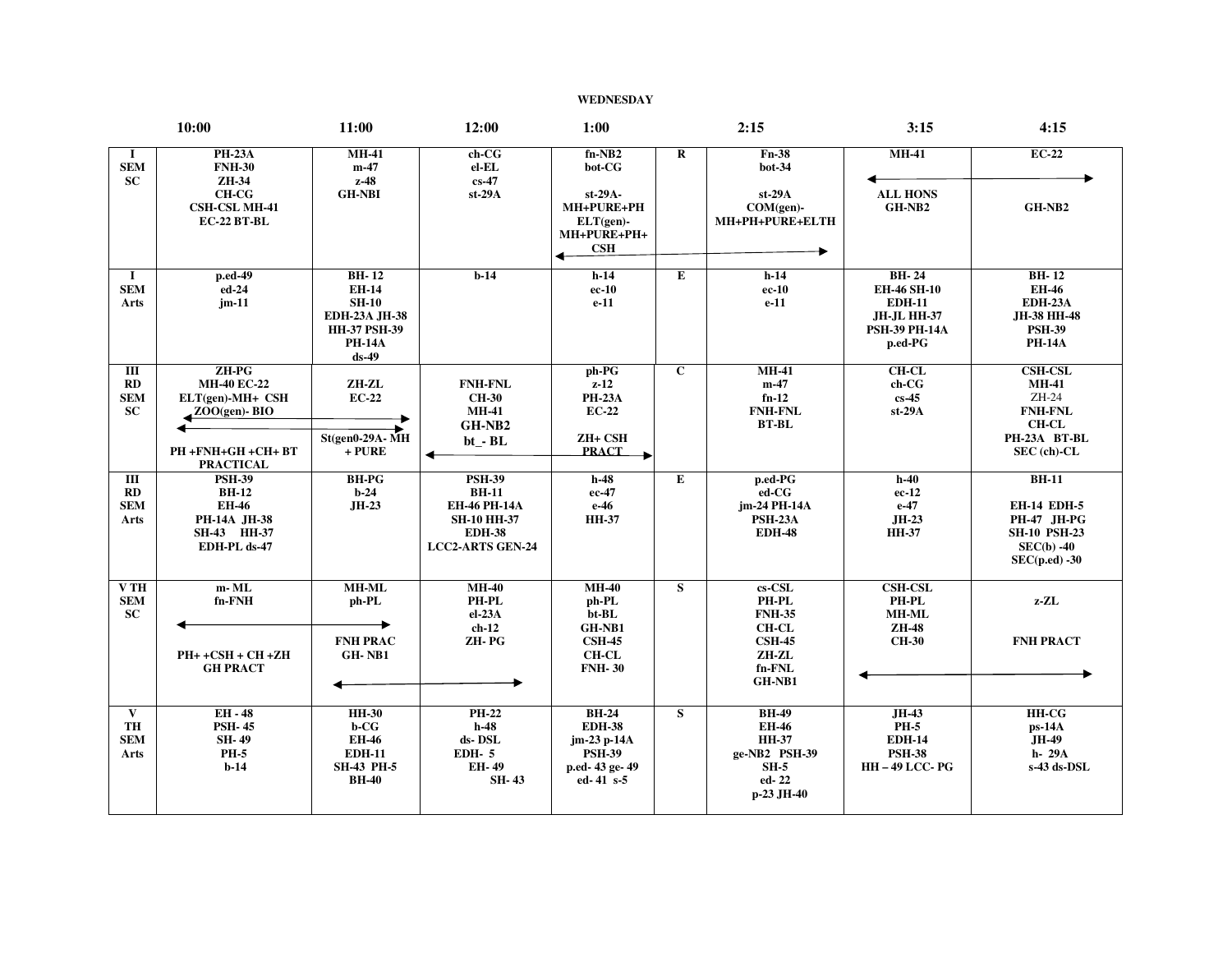**WEDNESDAY**

| | 10:00 | 11:00 | 12:00 | 1:00 | | 2:15 | 3:15 | 4:15 |
|---|---|---|---|---|---|---|---|---|
| I SEM SC | PH-23A FNH-30 ZH-34 CH-CG CSH-CSL MH-41 EC-22 BT-BL | MH-41 m-47 z-48 GH-NBI | ch-CG el-EL cs-47 st-29A | fn-NB2 bot-CG st-29A- MH+PURE+PH ELT(gen)- MH+PURE+PH+ CSH ⟵ | R | Fn-38 bot-34 st-29A COM(gen)- MH+PH+PURE+ELTH ⟶ | MH-41 ⟵ ALL HONS GH-NB2 | EC-22 ⟶ GH-NB2 |
| I SEM Arts | p.ed-49 ed-24 jm-11 | BH- 12 EH-14 SH-10 EDH-23A JH-38 HH-37 PSH-39 PH-14A ds-49 | b-14 | h-14 ec-10 e-11 | E | h-14 ec-10 e-11 | BH- 24 EH-46 SH-10 EDH-11 JH-JL HH-37 PSH-39 PH-14A p.ed-PG | BH- 12 EH-46 EDH-23A JH-38 HH-48 PSH-39 PH-14A |
| III RD SEM SC | ZH-PG MH-40 EC-22 ELT(gen)-MH+ CSH ZOO(gen)- BIO ⟵ ⟵ PH +FNH+GH +CH+ BT PRACTICAL | ZH-ZL EC-22 ⟶ ⟶ St(gen0-29A- MH + PURE | FNH-FNL CH-30 MH-41 GH-NB2 bt_- BL ⟵ | ph-PG z-12 PH-23A EC-22 ZH+ CSH PRACT ⟶ | C | MH-41 m-47 fn-12 FNH-FNL BT-BL | CH-CL ch-CG cs-45 st-29A | CSH-CSL MH-41 ZH-24 FNH-FNL CH-CL PH-23A BT-BL SEC (ch)-CL |
| III RD SEM Arts | PSH-39 BH-12 EH-46 PH-14A JH-38 SH-43 HH-37 EDH-PL ds-47 | BH-PG b-24 JH-23 | PSH-39 BH-11 EH-46 PH-14A SH-10 HH-37 EDH-38 LCC2-ARTS GEN-24 | h-48 ec-47 e-46 HH-37 | E | p.ed-PG ed-CG jm-24 PH-14A PSH-23A EDH-48 | h-40 ec-12 e-47 JH-23 HH-37 | BH-11 EH-14 EDH-5 PH-47 JH-PG SH-10 PSH-23 SEC(b) -40 SEC(p.ed) -30 |
| V TH SEM SC | m- ML fn-FNH ⟵ PH+ +CSH + CH +ZH GH PRACT | MH-ML ph-PL ⟶ FNH PRAC GH- NB1 ⟵ | MH-40 PH-PL el-23A ch-12 ZH- PG ⟶ | MH-40 ph-PL bt-BL GH-NB1 CSH-45 CH-CL FNH- 30 | S | cs-CSL PH-PL FNH-35 CH-CL CSH-45 ZH-ZL fn-FNL GH-NB1 | CSH-CSL PH-PL MH-ML ZH-48 CH-30 ⟵ | z-ZL FNH PRACT ⟶ |
| V TH SEM Arts | EH - 48 PSH- 45 SH- 49 PH-5 b-14 | HH-30 b-CG EH-46 EDH-11 SH-43 PH-5 BH-40 | PH-22 h-48 ds- DSL EDH- 5 EH- 49 SH- 43 | BH-24 EDH-38 jm-23 p-14A PSH-39 p.ed- 43 ge- 49 ed- 41 s-5 | S | BH-49 EH-46 HH-37 ge-NB2 PSH-39 SH-5 ed- 22 p-23 JH-40 | JH-43 PH-5 EDH-14 PSH-38 HH – 49 LCC- PG | HH-CG ps-14A JH-49 h- 29A s-43 ds-DSL |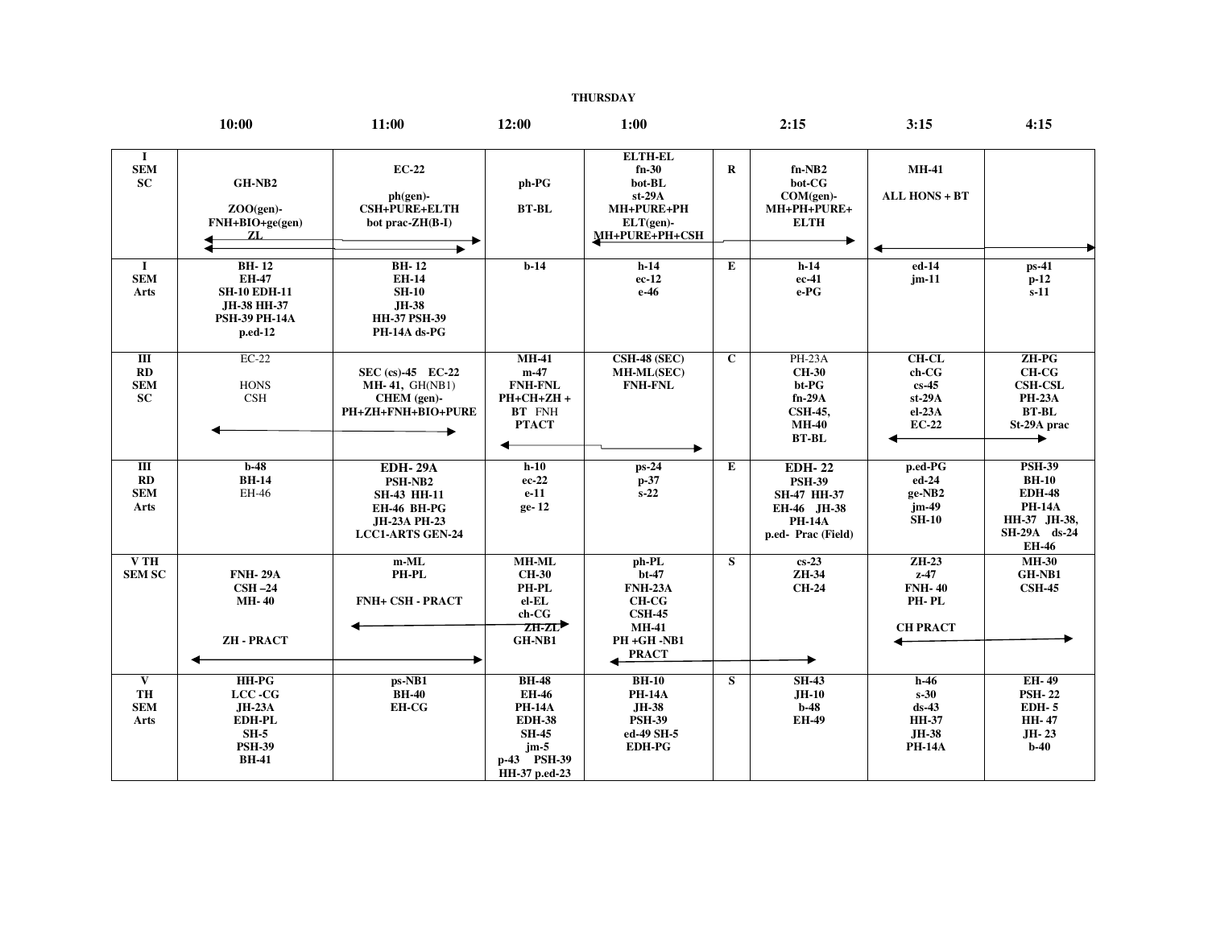**THURSDAY**

| | 10:00 | 11:00 | 12:00 | 1:00 | | 2:15 | 3:15 | 4:15 |
|---|---|---|---|---|---|---|---|---|
| I SEM SC | GH-NB2 ZOO(gen)- FNH+BIO+ge(gen) ZL | EC-22 ph(gen)- CSH+PURE+ELTH bot prac-ZH(B-I) | ph-PG BT-BL | ELTH-EL fn-30 bot-BL st-29A MH+PURE+PH ELT(gen)- MH+PURE+PH+CSH | R | fn-NB2 bot-CG COM(gen)- MH+PH+PURE+ ELTH | MH-41 ALL HONS + BT | |
| I SEM Arts | BH- 12 EH-47 SH-10 EDH-11 JH-38 HH-37 PSH-39 PH-14A p.ed-12 | BH- 12 EH-14 SH-10 JH-38 HH-37 PSH-39 PH-14A ds-PG | b-14 | h-14 ec-12 e-46 | E | h-14 ec-41 e-PG | ed-14 jm-11 | ps-41 p-12 s-11 |
| III RD SEM SC | EC-22 HONS CSH | SEC (cs)-45 EC-22 MH- 41, GH(NB1) CHEM (gen)- PH+ZH+FNH+BIO+PURE | MH-41 m-47 FNH-FNL PH+CH+ZH + BT FNH PTACT | CSH-48 (SEC) MH-ML(SEC) FNH-FNL | C | PH-23A CH-30 bt-PG fn-29A CSH-45, MH-40 BT-BL | CH-CL ch-CG cs-45 st-29A el-23A EC-22 | ZH-PG CH-CG CSH-CSL PH-23A BT-BL St-29A prac |
| III RD SEM Arts | b-48 BH-14 EH-46 | EDH- 29A PSH-NB2 SH-43 HH-11 EH-46 BH-PG JH-23A PH-23 LCC1-ARTS GEN-24 | h-10 ec-22 e-11 ge- 12 | ps-24 p-37 s-22 | E | EDH- 22 PSH-39 SH-47 HH-37 EH-46 JH-38 PH-14A p.ed- Prac (Field) | p.ed-PG ed-24 ge-NB2 jm-49 SH-10 | PSH-39 BH-10 EDH-48 PH-14A HH-37 JH-38, SH-29A ds-24 EH-46 |
| V TH SEM SC | FNH- 29A CSH –24 MH- 40 ZH - PRACT | m-ML PH-PL FNH+ CSH - PRACT | MH-ML CH-30 PH-PL el-EL ch-CG ZH-ZL GH-NB1 | ph-PL bt-47 FNH-23A CH-CG CSH-45 MH-41 PH +GH -NB1 PRACT | S | cs-23 ZH-34 CH-24 | ZH-23 z-47 FNH- 40 PH- PL CH PRACT | MH-30 GH-NB1 CSH-45 |
| V TH SEM Arts | HH-PG LCC -CG JH-23A EDH-PL SH-5 PSH-39 BH-41 | ps-NB1 BH-40 EH-CG | BH-48 EH-46 PH-14A EDH-38 SH-45 jm-5 p-43 PSH-39 HH-37 p.ed-23 | BH-10 PH-14A JH-38 PSH-39 ed-49 SH-5 EDH-PG | S | SH-43 JH-10 b-48 EH-49 | h-46 s-30 ds-43 HH-37 JH-38 PH-14A | EH- 49 PSH- 22 EDH- 5 HH- 47 JH- 23 b-40 |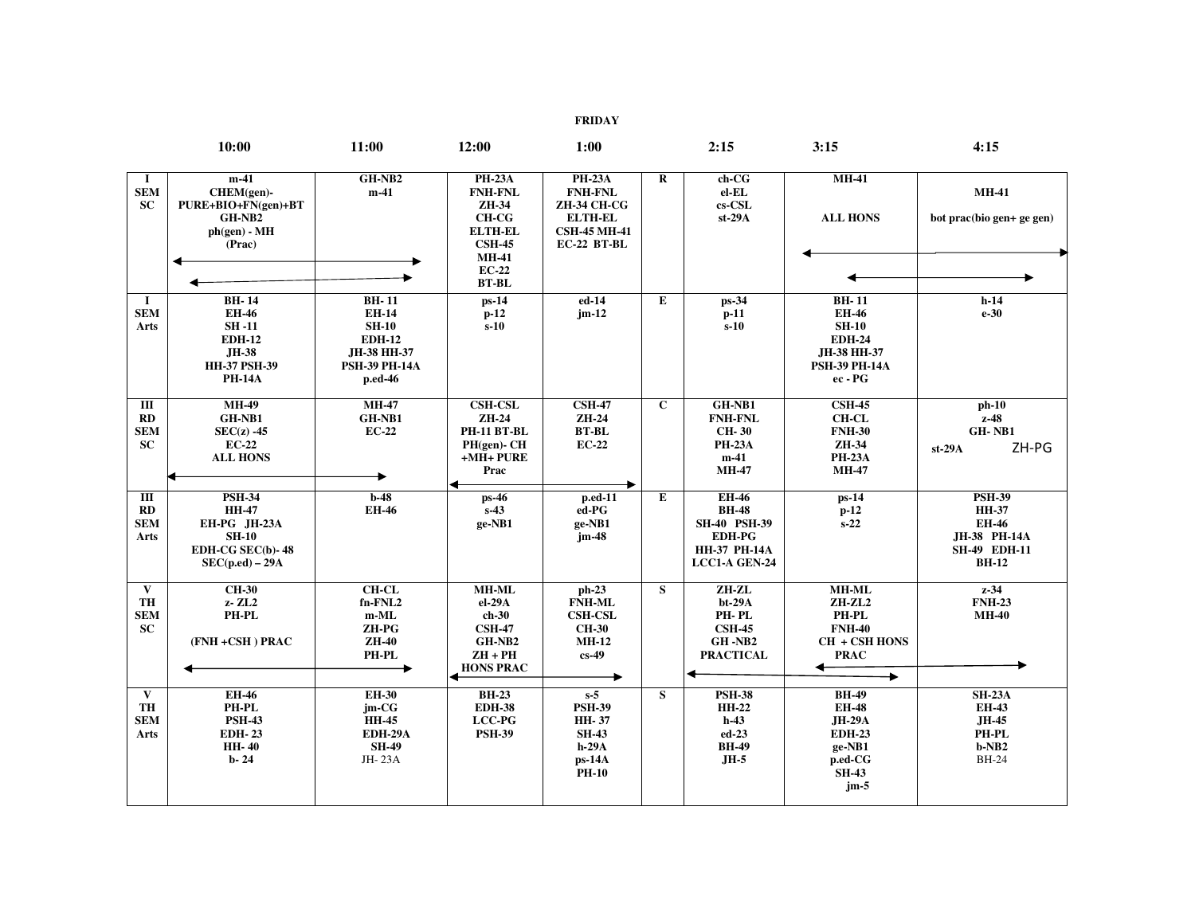**FRIDAY**

| | 10:00 | 11:00 | 12:00 | 1:00 | | 2:15 | 3:15 | 4:15 |
|---|---|---|---|---|---|---|---|---|
| **I SEM SC** | m-41<br>CHEM(gen)- PURE+BIO+FN(gen)+BT<br>GH-NB2<br>ph(gen) - MH (Prac) | GH-NB2<br>m-41 | PH-23A<br>FNH-FNL<br>ZH-34<br>CH-CG<br>ELTH-EL<br>CSH-45<br>MH-41<br>EC-22<br>BT-BL | PH-23A<br>FNH-FNL<br>ZH-34 CH-CG<br>ELTH-EL<br>CSH-45 MH-41<br>EC-22 BT-BL | **R** | ch-CG<br>el-EL<br>cs-CSL<br>st-29A | MH-41<br><br>ALL HONS | MH-41<br><br>bot prac(bio gen+ ge gen) |
| **I SEM Arts** | BH- 14<br>EH-46<br>SH -11<br>EDH-12<br>JH-38<br>HH-37 PSH-39<br>PH-14A | BH- 11<br>EH-14<br>SH-10<br>EDH-12<br>JH-38 HH-37<br>PSH-39 PH-14A<br>p.ed-46 | ps-14<br>p-12<br>s-10 | ed-14<br>jm-12 | **E** | ps-34<br>p-11<br>s-10 | BH- 11<br>EH-46<br>SH-10<br>EDH-24<br>JH-38 HH-37<br>PSH-39 PH-14A<br>ec - PG | h-14<br>e-30 |
| **III RD SEM SC** | MH-49<br>GH-NB1<br>SEC(z) -45<br>EC-22<br>ALL HONS | MH-47<br>GH-NB1<br>EC-22 | CSH-CSL<br>ZH-24<br>PH-11 BT-BL<br>PH(gen)- CH +MH+ PURE Prac | CSH-47<br>ZH-24<br>BT-BL<br>EC-22 | **C** | GH-NB1<br>FNH-FNL<br>CH- 30<br>PH-23A<br>m-41<br>MH-47 | CSH-45<br>CH-CL<br>FNH-30<br>ZH-34<br>PH-23A<br>MH-47 | ph-10<br>z-48<br>GH- NB1<br>st-29A ZH-PG |
| **III RD SEM Arts** | PSH-34<br>HH-47<br>EH-PG JH-23A<br>SH-10<br>EDH-CG SEC(b)- 48<br>SEC(p.ed) – 29A | b-48<br>EH-46 | ps-46<br>s-43<br>ge-NB1 | p.ed-11<br>ed-PG<br>ge-NB1<br>jm-48 | **E** | EH-46<br>BH-48<br>SH-40 PSH-39<br>EDH-PG<br>HH-37 PH-14A<br>LCC1-A GEN-24 | ps-14<br>p-12<br>s-22 | PSH-39<br>HH-37<br>EH-46<br>JH-38 PH-14A<br>SH-49 EDH-11<br>BH-12 |
| **V TH SEM SC** | CH-30<br>z- ZL2<br>PH-PL<br><br>(FNH +CSH ) PRAC | CH-CL<br>fn-FNL2<br>m-ML<br>ZH-PG<br>ZH-40<br>PH-PL | MH-ML<br>el-29A<br>ch-30<br>CSH-47<br>GH-NB2<br>ZH + PH HONS PRAC | ph-23<br>FNH-ML<br>CSH-CSL<br>CH-30<br>MH-12<br>cs-49 | **S** | ZH-ZL<br>bt-29A<br>PH- PL<br>CSH-45<br>GH -NB2<br>PRACTICAL | MH-ML<br>ZH-ZL2<br>PH-PL<br>FNH-40<br>CH + CSH HONS PRAC | z-34<br>FNH-23<br>MH-40 |
| **V TH SEM Arts** | EH-46<br>PH-PL<br>PSH-43<br>EDH- 23<br>HH- 40<br>b- 24 | EH-30<br>jm-CG<br>HH-45<br>EDH-29A<br>SH-49<br>JH- 23A | BH-23<br>EDH-38<br>LCC-PG<br>PSH-39 | s-5<br>PSH-39<br>HH- 37<br>SH-43<br>h-29A<br>ps-14A<br>PH-10 | **S** | PSH-38<br>HH-22<br>h-43<br>ed-23<br>BH-49<br>JH-5 | BH-49<br>EH-48<br>JH-29A<br>EDH-23<br>ge-NB1<br>p.ed-CG<br>SH-43<br>jm-5 | SH-23A<br>EH-43<br>JH-45<br>PH-PL<br>b-NB2<br>BH-24 |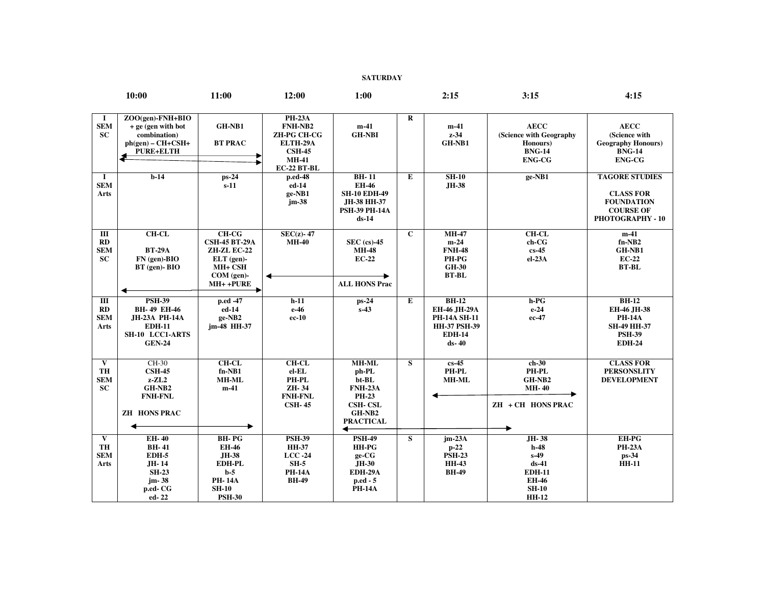**SATURDAY**

| | 10:00 | 11:00 | 12:00 | 1:00 | | 2:15 | 3:15 | 4:15 |
|---|---|---|---|---|---|---|---|---|
| I SEM SC | ZOO(gen)-FNH+BIO + ge (gen with bot combination) ph(gen) – CH+CSH+ PURE+ELTH ←→ | GH-NB1 BT PRAC | PH-23A FNH-NB2 ZH-PG CH-CG ELTH-29A CSH-45 MH-41 EC-22 BT-BL | m-41 GH-NBI | R | m-41 z-34 GH-NB1 | AECC (Science with Geography Honours) BNG-14 ENG-CG | AECC (Science with Geography Honours) BNG-14 ENG-CG |
| I SEM Arts | b-14 | ps-24 s-11 | p.ed-48 ed-14 ge-NB1 jm-38 | BH- 11 EH-46 SH-10 EDH-49 JH-38 HH-37 PSH-39 PH-14A ds-14 | E | SH-10 JH-38 | ge-NB1 | TAGORE STUDIES CLASS FOR FOUNDATION COURSE OF PHOTOGRAPHY - 10 |
| III RD SEM SC | CH-CL BT-29A FN (gen)-BIO BT (gen)- BIO ←→ | CH-CG CSH-45 BT-29A ZH-ZL EC-22 ELT (gen)- MH+ CSH COM (gen)- MH+ +PURE | SEC(z)- 47 MH-40 ←→ | SEC (cs)-45 MH-48 EC-22 ALL HONS Prac | C | MH-47 m-24 FNH-48 PH-PG GH-30 BT-BL | CH-CL ch-CG cs-45 el-23A | m-41 fn-NB2 GH-NB1 EC-22 BT-BL |
| III RD SEM Arts | PSH-39 BH- 49 EH-46 JH-23A PH-14A EDH-11 SH-10 LCC1-ARTS GEN-24 | p.ed -47 ed-14 ge-NB2 jm-48 HH-37 | h-11 e-46 ec-10 | ps-24 s-43 | E | BH-12 EH-46 JH-29A PH-14A SH-11 HH-37 PSH-39 EDH-14 ds- 40 | h-PG e-24 ec-47 | BH-12 EH-46 JH-38 PH-14A SH-49 HH-37 PSH-39 EDH-24 |
| V TH SEM SC | CH-30 CSH-45 z-ZL2 GH-NB2 FNH-FNL ZH HONS PRAC ←→ | CH-CL fn-NB1 MH-ML m-41 | CH-CL el-EL PH-PL ZH- 34 FNH-FNL CSH- 45 | MH-ML ph-PL bt-BL FNH-23A PH-23 CSH- CSL GH-NB2 PRACTICAL ←→ | S | cs-45 PH-PL MH-ML ←→ | ch-30 PH-PL GH-NB2 MH- 40 ZH + CH HONS PRAC | CLASS FOR PERSONSLITY DEVELOPMENT |
| V TH SEM Arts | EH- 40 BH- 41 EDH-5 JH- 14 SH-23 jm- 38 p.ed- CG ed- 22 | BH- PG EH-46 JH-38 EDH-PL b-5 PH- 14A SH-10 PSH-30 | PSH-39 HH-37 LCC -24 SH-5 PH-14A BH-49 | PSH-49 HH-PG ge-CG JH-30 EDH-29A p.ed - 5 PH-14A | S | jm-23A p-22 PSH-23 HH-43 BH-49 | JH- 38 h-48 s-49 ds-41 EDH-11 EH-46 SH-10 HH-12 | EH-PG PH-23A ps-34 HH-11 |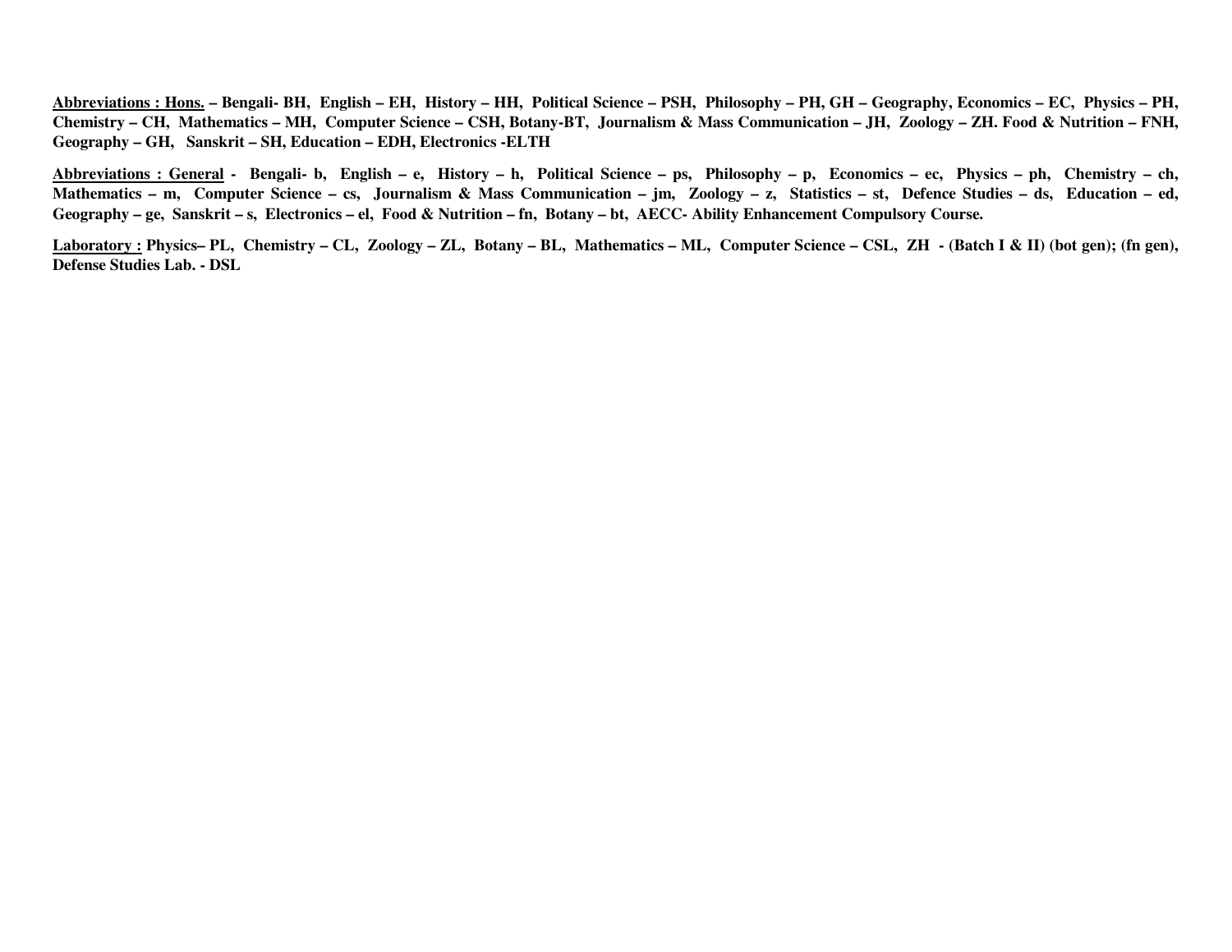**<u>Abbreviations : Hons.</u> – Bengali- BH, English – EH, History – HH, Political Science – PSH, Philosophy – PH, GH – Geography, Economics – EC, Physics – PH, Chemistry – CH, Mathematics – MH, Computer Science – CSH, Botany-BT, Journalism & Mass Communication – JH, Zoology – ZH. Food & Nutrition – FNH, Geography – GH, Sanskrit – SH, Education – EDH, Electronics -ELTH**

**<u>Abbreviations : General</u> - Bengali- b, English – e, History – h, Political Science – ps, Philosophy – p, Economics – ec, Physics – ph, Chemistry – ch, Mathematics – m, Computer Science – cs, Journalism & Mass Communication – jm, Zoology – z, Statistics – st, Defence Studies – ds, Education – ed, Geography – ge, Sanskrit – s, Electronics – el, Food & Nutrition – fn, Botany – bt, AECC- Ability Enhancement Compulsory Course.**

**<u>Laboratory :</u> Physics– PL, Chemistry – CL, Zoology – ZL, Botany – BL, Mathematics – ML, Computer Science – CSL, ZH - (Batch I & II) (bot gen); (fn gen), Defense Studies Lab. - DSL**